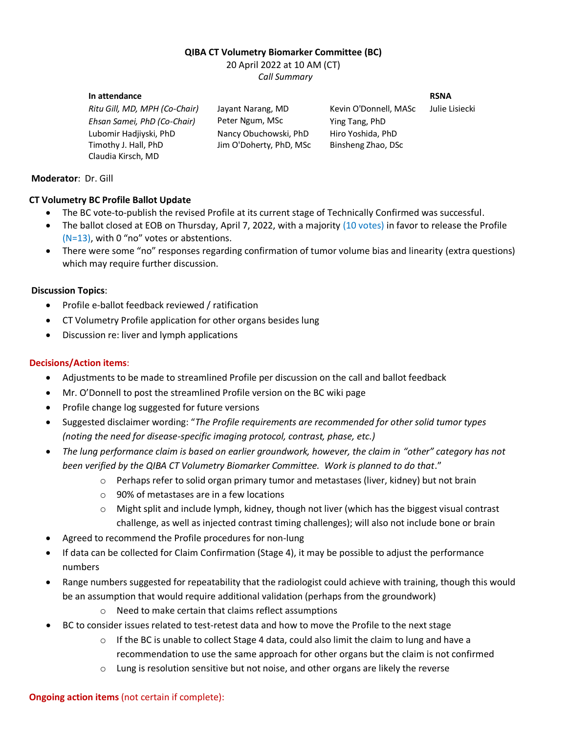**QIBA CT Volumetry Biomarker Committee (BC)**
20 April 2022 at 10 AM (CT)
*Call Summary*

| **In attendance** | | | **RSNA** |
|---|---|---|---|
| *Ritu Gill, MD, MPH (Co-Chair)* | Jayant Narang, MD | Kevin O'Donnell, MASc | Julie Lisiecki |
| *Ehsan Samei, PhD (Co-Chair)* | Peter Ngum, MSc | Ying Tang, PhD | |
| Lubomir Hadjiyski, PhD | Nancy Obuchowski, PhD | Hiro Yoshida, PhD | |
| Timothy J. Hall, PhD | Jim O'Doherty, PhD, MSc | Binsheng Zhao, DSc | |
| Claudia Kirsch, MD | | | |

**Moderator**: Dr. Gill

**CT Volumetry BC Profile Ballot Update**

- The BC vote-to-publish the revised Profile at its current stage of Technically Confirmed was successful.
- The ballot closed at EOB on Thursday, April 7, 2022, with a majority (10 votes) in favor to release the Profile (N=13), with 0 "no" votes or abstentions.
- There were some "no" responses regarding confirmation of tumor volume bias and linearity (extra questions) which may require further discussion.

**Discussion Topics**:

- Profile e-ballot feedback reviewed / ratification
- CT Volumetry Profile application for other organs besides lung
- Discussion re: liver and lymph applications

**Decisions/Action items**:

- Adjustments to be made to streamlined Profile per discussion on the call and ballot feedback
- Mr. O'Donnell to post the streamlined Profile version on the BC wiki page
- Profile change log suggested for future versions
- Suggested disclaimer wording: "*The Profile requirements are recommended for other solid tumor types (noting the need for disease-specific imaging protocol, contrast, phase, etc.)*
- *The lung performance claim is based on earlier groundwork, however, the claim in "other" category has not been verified by the QIBA CT Volumetry Biomarker Committee. Work is planned to do that*."
    - Perhaps refer to solid organ primary tumor and metastases (liver, kidney) but not brain
    - 90% of metastases are in a few locations
    - Might split and include lymph, kidney, though not liver (which has the biggest visual contrast challenge, as well as injected contrast timing challenges); will also not include bone or brain
- Agreed to recommend the Profile procedures for non-lung
- If data can be collected for Claim Confirmation (Stage 4), it may be possible to adjust the performance numbers
- Range numbers suggested for repeatability that the radiologist could achieve with training, though this would be an assumption that would require additional validation (perhaps from the groundwork)
    - Need to make certain that claims reflect assumptions
- BC to consider issues related to test-retest data and how to move the Profile to the next stage
    - If the BC is unable to collect Stage 4 data, could also limit the claim to lung and have a recommendation to use the same approach for other organs but the claim is not confirmed
    - Lung is resolution sensitive but not noise, and other organs are likely the reverse

**Ongoing action items** (not certain if complete):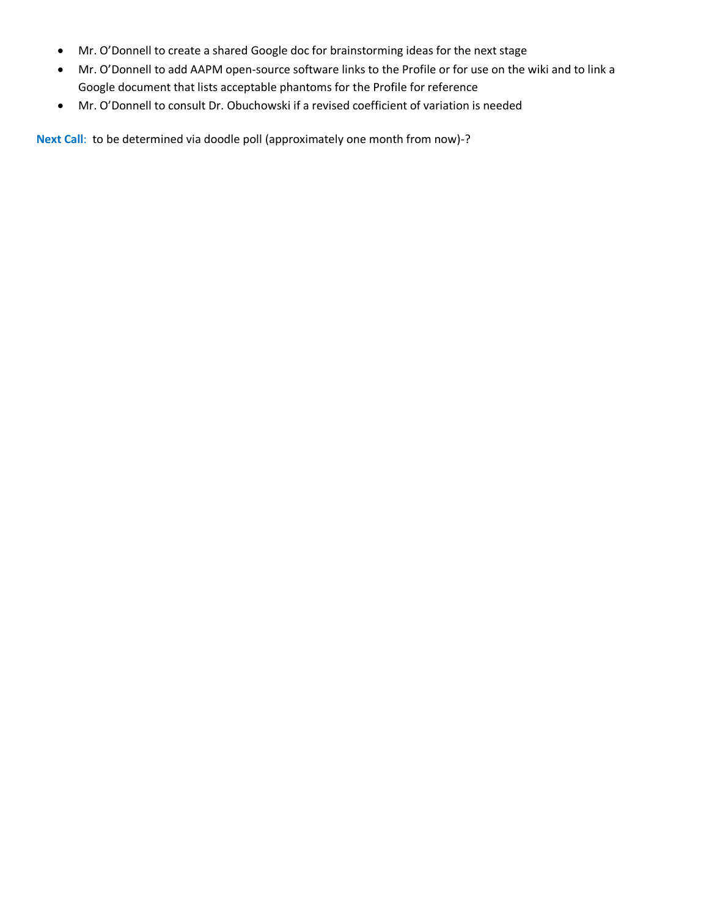- Mr. O'Donnell to create a shared Google doc for brainstorming ideas for the next stage
- Mr. O'Donnell to add AAPM open-source software links to the Profile or for use on the wiki and to link a Google document that lists acceptable phantoms for the Profile for reference
- Mr. O'Donnell to consult Dr. Obuchowski if a revised coefficient of variation is needed

**Next Call**: to be determined via doodle poll (approximately one month from now)-?